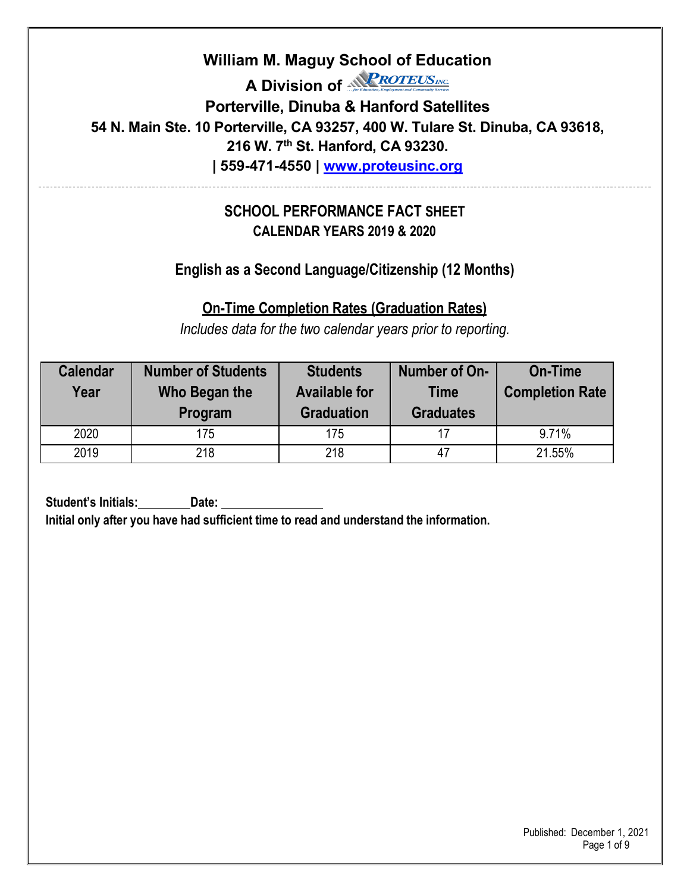# William M. Maguy School of Education

**A Division of PROTEUS INC.**

**Porterville, Dinuba & Hanford Satellites**

**54 N. Main Ste. 10 Porterville, CA 93257, 400 W. Tulare St. Dinuba, CA 93618, 216 W. 7th St. Hanford, CA 93230.**

**| 559-471-4550 | [www.proteusinc.org](http://www.proteusinc.org)**

---

## SCHOOL PERFORMANCE FACT SHEET
## CALENDAR YEARS 2019 & 2020

### English as a Second Language/Citizenship (12 Months)

### On-Time Completion Rates (Graduation Rates)

*Includes data for the two calendar years prior to reporting.*

| Calendar Year | Number of Students Who Began the Program | Students Available for Graduation | Number of On-Time Graduates | On-Time Completion Rate |
|---|---|---|---|---|
| 2020 | 175 | 175 | 17 | 9.71% |
| 2019 | 218 | 218 | 47 | 21.55% |

**Student's Initials:________ Date: ________________**

**Initial only after you have had sufficient time to read and understand the information.**

Published: December 1, 2021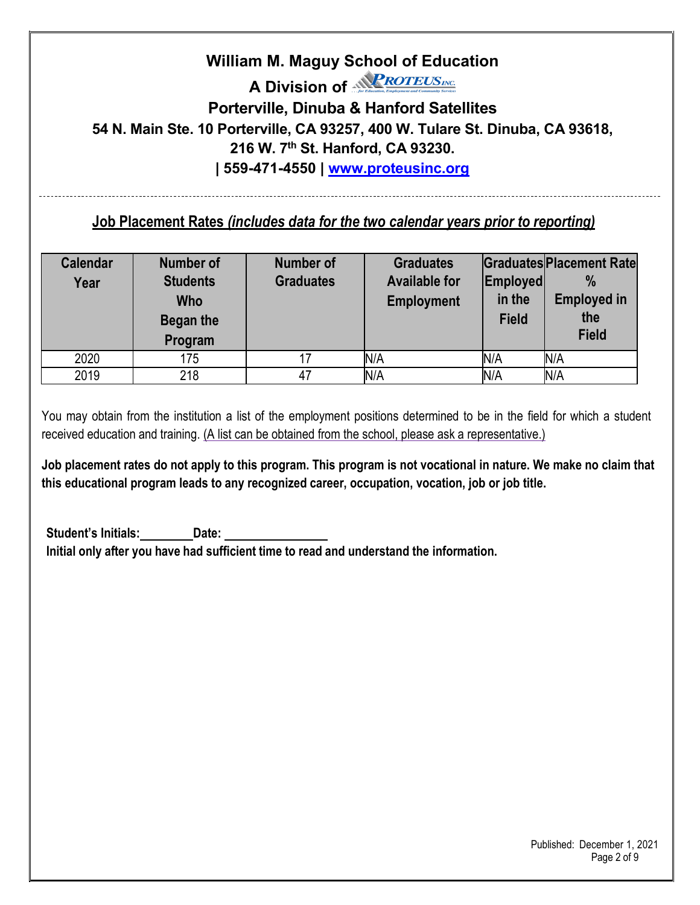**William M. Maguy School of Education**

**A Division of PROTEUS INC.**

**Porterville, Dinuba & Hanford Satellites**

**54 N. Main Ste. 10 Porterville, CA 93257, 400 W. Tulare St. Dinuba, CA 93618,**

**216 W. 7th St. Hanford, CA 93230.**

**| 559-471-4550 | www.proteusinc.org**

---

## Job Placement Rates *(includes data for the two calendar years prior to reporting)*

| Calendar Year | Number of Students Who Began the Program | Number of Graduates | Graduates Available for Employment | Graduates Employed in the Field | Placement Rate % Employed in the Field |
|---|---|---|---|---|---|
| 2020 | 175 | 17 | N/A | N/A | N/A |
| 2019 | 218 | 47 | N/A | N/A | N/A |

You may obtain from the institution a list of the employment positions determined to be in the field for which a student received education and training. (A list can be obtained from the school, please ask a representative.)

**Job placement rates do not apply to this program. This program is not vocational in nature. We make no claim that this educational program leads to any recognized career, occupation, vocation, job or job title.**

**Student's Initials:________Date: ________________**

**Initial only after you have had sufficient time to read and understand the information.**

Published: December 1, 2021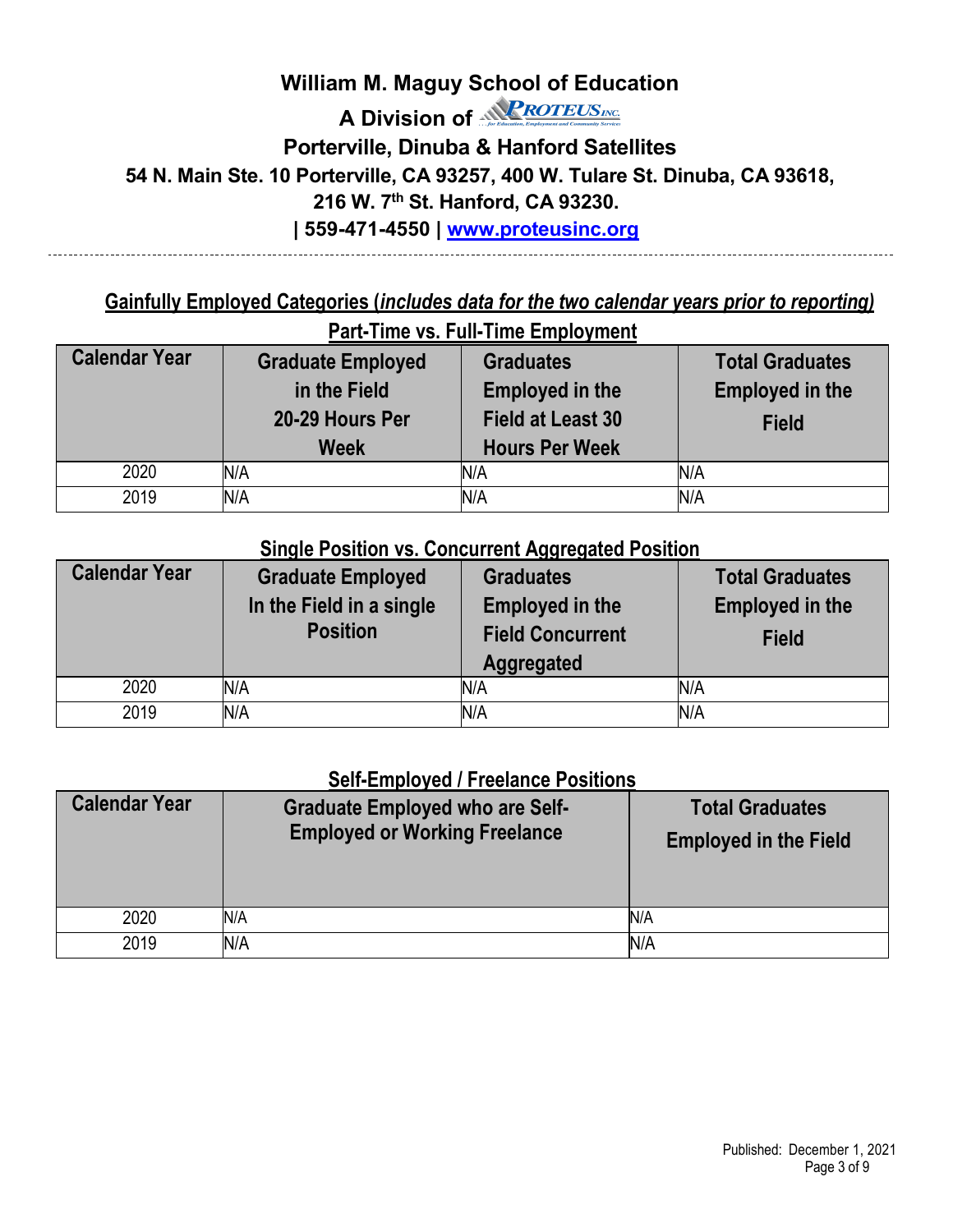**William M. Maguy School of Education**

**A Division of PROTEUS INC.**

**Porterville, Dinuba & Hanford Satellites**

**54 N. Main Ste. 10 Porterville, CA 93257, 400 W. Tulare St. Dinuba, CA 93618, 216 W. 7th St. Hanford, CA 93230.**

**| 559-471-4550 | www.proteusinc.org**

---

**Gainfully Employed Categories (*includes data for the two calendar years prior to reporting)***

**Part-Time vs. Full-Time Employment**

| Calendar Year | Graduate Employed in the Field 20-29 Hours Per Week | Graduates Employed in the Field at Least 30 Hours Per Week | Total Graduates Employed in the Field |
|---|---|---|---|
| 2020 | N/A | N/A | N/A |
| 2019 | N/A | N/A | N/A |

**Single Position vs. Concurrent Aggregated Position**

| Calendar Year | Graduate Employed In the Field in a single Position | Graduates Employed in the Field Concurrent Aggregated | Total Graduates Employed in the Field |
|---|---|---|---|
| 2020 | N/A | N/A | N/A |
| 2019 | N/A | N/A | N/A |

**Self-Employed / Freelance Positions**

| Calendar Year | Graduate Employed who are Self-Employed or Working Freelance | Total Graduates Employed in the Field |
|---|---|---|
| 2020 | N/A | N/A |
| 2019 | N/A | N/A |

Published: December 1, 2021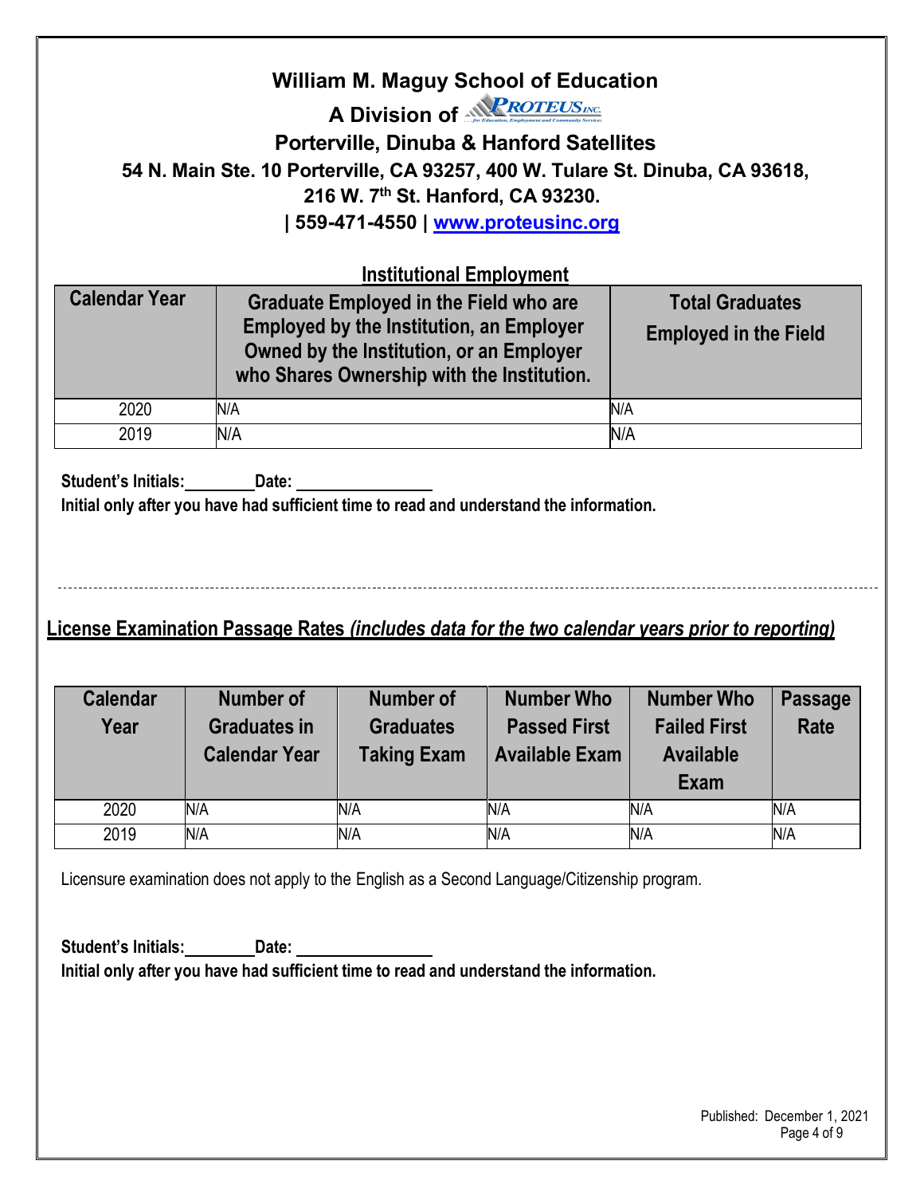## William M. Maguy School of Education

**A Division of PROTEUS INC.**

**Porterville, Dinuba & Hanford Satellites**

**54 N. Main Ste. 10 Porterville, CA 93257, 400 W. Tulare St. Dinuba, CA 93618, 216 W. 7th St. Hanford, CA 93230.**

**| 559-471-4550 | www.proteusinc.org**

### Institutional Employment

| Calendar Year | Graduate Employed in the Field who are Employed by the Institution, an Employer Owned by the Institution, or an Employer who Shares Ownership with the Institution. | Total Graduates Employed in the Field |
|---|---|---|
| 2020 | N/A | N/A |
| 2019 | N/A | N/A |

**Student's Initials:\_\_\_\_\_\_\_\_ Date: \_\_\_\_\_\_\_\_\_\_\_\_\_\_\_\_**

**Initial only after you have had sufficient time to read and understand the information.**

---

## License Examination Passage Rates *(includes data for the two calendar years prior to reporting)*

| Calendar Year | Number of Graduates in Calendar Year | Number of Graduates Taking Exam | Number Who Passed First Available Exam | Number Who Failed First Available Exam | Passage Rate |
|---|---|---|---|---|---|
| 2020 | N/A | N/A | N/A | N/A | N/A |
| 2019 | N/A | N/A | N/A | N/A | N/A |

Licensure examination does not apply to the English as a Second Language/Citizenship program.

**Student's Initials:\_\_\_\_\_\_\_\_ Date: \_\_\_\_\_\_\_\_\_\_\_\_\_\_\_\_**

**Initial only after you have had sufficient time to read and understand the information.**

Published: December 1, 2021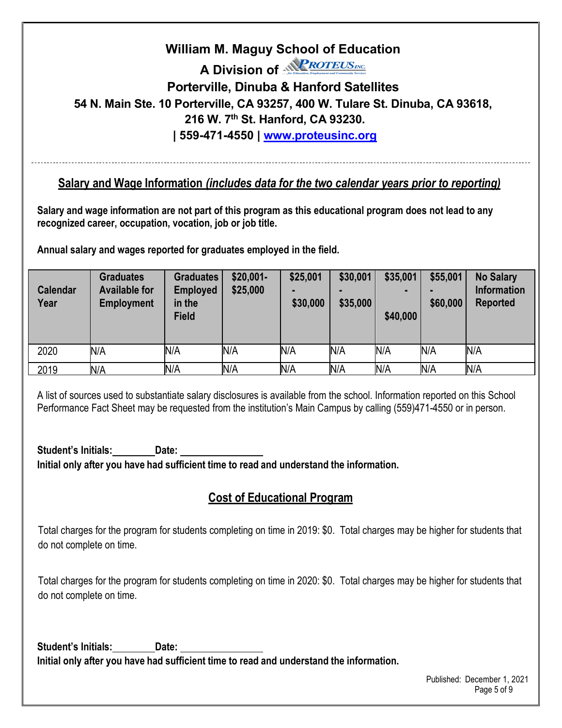# William M. Maguy School of Education

**A Division of PROTEUS INC.**

**Porterville, Dinuba & Hanford Satellites**

**54 N. Main Ste. 10 Porterville, CA 93257, 400 W. Tulare St. Dinuba, CA 93618, 216 W. 7th St. Hanford, CA 93230.**

**| 559-471-4550 | www.proteusinc.org**

---

## Salary and Wage Information *(includes data for the two calendar years prior to reporting)*

**Salary and wage information are not part of this program as this educational program does not lead to any recognized career, occupation, vocation, job or job title.**

**Annual salary and wages reported for graduates employed in the field.**

| Calendar Year | Graduates Available for Employment | Graduates Employed in the Field | $20,001-$25,000 | $25,001 - $30,000 | $30,001 - $35,000 | $35,001 - $40,000 | $55,001 - $60,000 | No Salary Information Reported |
|---|---|---|---|---|---|---|---|---|
| 2020 | N/A | N/A | N/A | N/A | N/A | N/A | N/A | N/A |
| 2019 | N/A | N/A | N/A | N/A | N/A | N/A | N/A | N/A |

A list of sources used to substantiate salary disclosures is available from the school. Information reported on this School Performance Fact Sheet may be requested from the institution's Main Campus by calling (559)471-4550 or in person.

**Student's Initials:________ Date: ________________**

**Initial only after you have had sufficient time to read and understand the information.**

## Cost of Educational Program

Total charges for the program for students completing on time in 2019: $0. Total charges may be higher for students that do not complete on time.

Total charges for the program for students completing on time in 2020: $0. Total charges may be higher for students that do not complete on time.

**Student's Initials:________ Date: ________________**

**Initial only after you have had sufficient time to read and understand the information.**

Published: December 1, 2021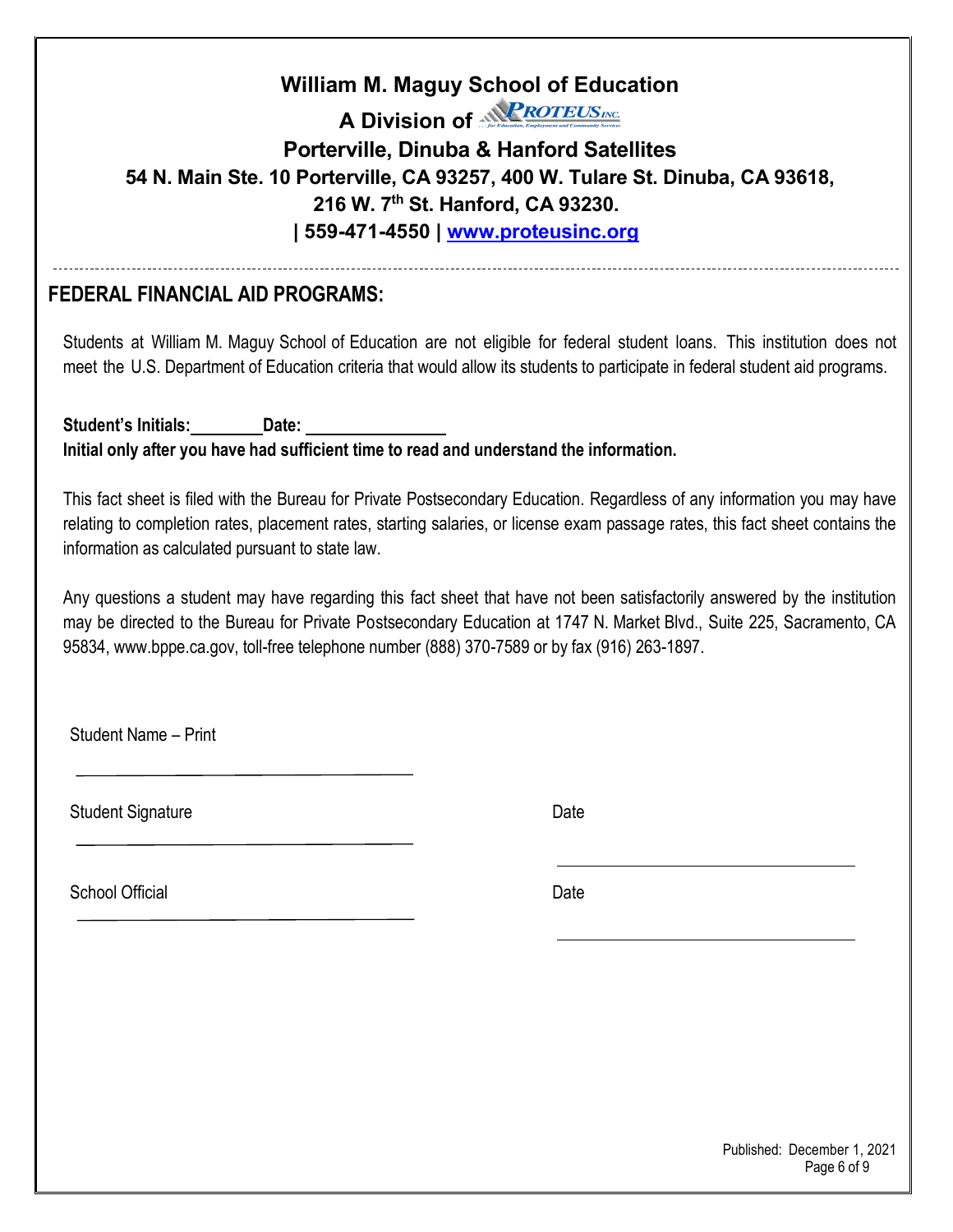**William M. Maguy School of Education**

**A Division of PROTEUS INC.**

**Porterville, Dinuba & Hanford Satellites**

**54 N. Main Ste. 10 Porterville, CA 93257, 400 W. Tulare St. Dinuba, CA 93618, 216 W. 7th St. Hanford, CA 93230.**

**| 559-471-4550 | www.proteusinc.org**

---

## FEDERAL FINANCIAL AID PROGRAMS:

Students at William M. Maguy School of Education are not eligible for federal student loans. This institution does not meet the U.S. Department of Education criteria that would allow its students to participate in federal student aid programs.

**Student's Initials:\_\_\_\_\_\_\_\_ Date: \_\_\_\_\_\_\_\_\_\_\_\_\_\_\_\_**

**Initial only after you have had sufficient time to read and understand the information.**

This fact sheet is filed with the Bureau for Private Postsecondary Education. Regardless of any information you may have relating to completion rates, placement rates, starting salaries, or license exam passage rates, this fact sheet contains the information as calculated pursuant to state law.

Any questions a student may have regarding this fact sheet that have not been satisfactorily answered by the institution may be directed to the Bureau for Private Postsecondary Education at 1747 N. Market Blvd., Suite 225, Sacramento, CA 95834, www.bppe.ca.gov, toll-free telephone number (888) 370-7589 or by fax (916) 263-1897.

Student Name – Print

\_\_\_\_\_\_\_\_\_\_\_\_\_\_\_\_\_\_\_\_\_\_\_\_\_\_\_\_\_\_\_\_\_\_\_\_

Student Signature \_\_\_\_\_\_\_\_\_\_\_\_\_\_\_\_\_\_\_\_\_\_\_\_\_\_\_\_\_\_\_\_\_\_\_\_ Date \_\_\_\_\_\_\_\_\_\_\_\_\_\_\_\_\_\_\_\_\_\_\_\_\_\_\_\_\_\_\_\_

School Official \_\_\_\_\_\_\_\_\_\_\_\_\_\_\_\_\_\_\_\_\_\_\_\_\_\_\_\_\_\_\_\_\_\_\_\_ Date \_\_\_\_\_\_\_\_\_\_\_\_\_\_\_\_\_\_\_\_\_\_\_\_\_\_\_\_\_\_\_\_

Published: December 1, 2021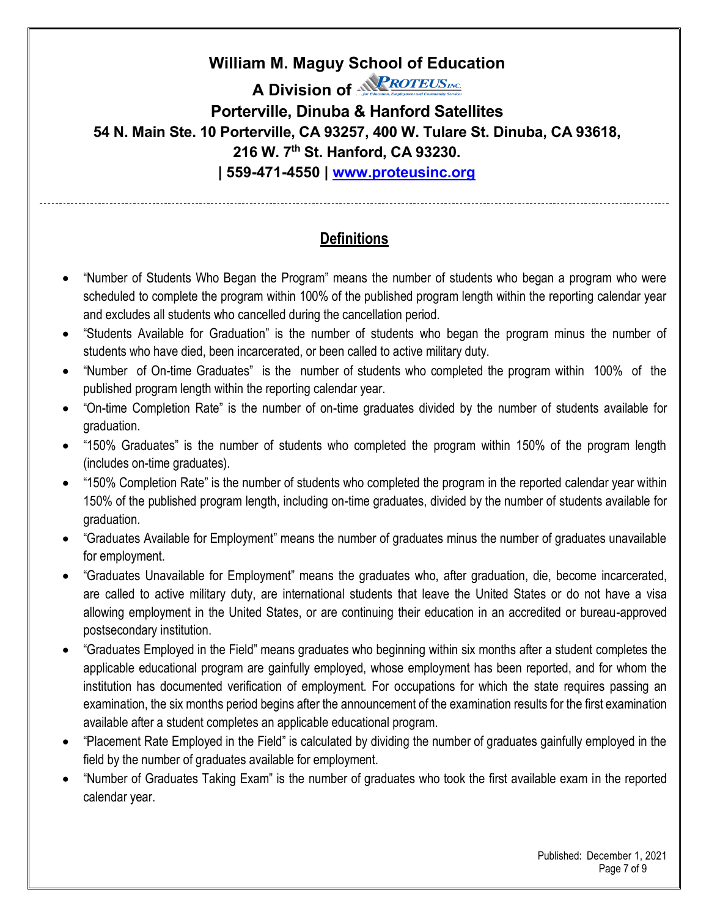**William M. Maguy School of Education**

**A Division of PROTEUS INC.**

**Porterville, Dinuba & Hanford Satellites**

**54 N. Main Ste. 10 Porterville, CA 93257, 400 W. Tulare St. Dinuba, CA 93618,**

**216 W. 7th St. Hanford, CA 93230.**

**| 559-471-4550 | www.proteusinc.org**

---

## Definitions

- "Number of Students Who Began the Program" means the number of students who began a program who were scheduled to complete the program within 100% of the published program length within the reporting calendar year and excludes all students who cancelled during the cancellation period.
- "Students Available for Graduation" is the number of students who began the program minus the number of students who have died, been incarcerated, or been called to active military duty.
- "Number of On-time Graduates" is the number of students who completed the program within 100% of the published program length within the reporting calendar year.
- "On-time Completion Rate" is the number of on-time graduates divided by the number of students available for graduation.
- "150% Graduates" is the number of students who completed the program within 150% of the program length (includes on-time graduates).
- "150% Completion Rate" is the number of students who completed the program in the reported calendar year within 150% of the published program length, including on-time graduates, divided by the number of students available for graduation.
- "Graduates Available for Employment" means the number of graduates minus the number of graduates unavailable for employment.
- "Graduates Unavailable for Employment" means the graduates who, after graduation, die, become incarcerated, are called to active military duty, are international students that leave the United States or do not have a visa allowing employment in the United States, or are continuing their education in an accredited or bureau-approved postsecondary institution.
- "Graduates Employed in the Field" means graduates who beginning within six months after a student completes the applicable educational program are gainfully employed, whose employment has been reported, and for whom the institution has documented verification of employment. For occupations for which the state requires passing an examination, the six months period begins after the announcement of the examination results for the first examination available after a student completes an applicable educational program.
- "Placement Rate Employed in the Field" is calculated by dividing the number of graduates gainfully employed in the field by the number of graduates available for employment.
- "Number of Graduates Taking Exam" is the number of graduates who took the first available exam in the reported calendar year.

Published: December 1, 2021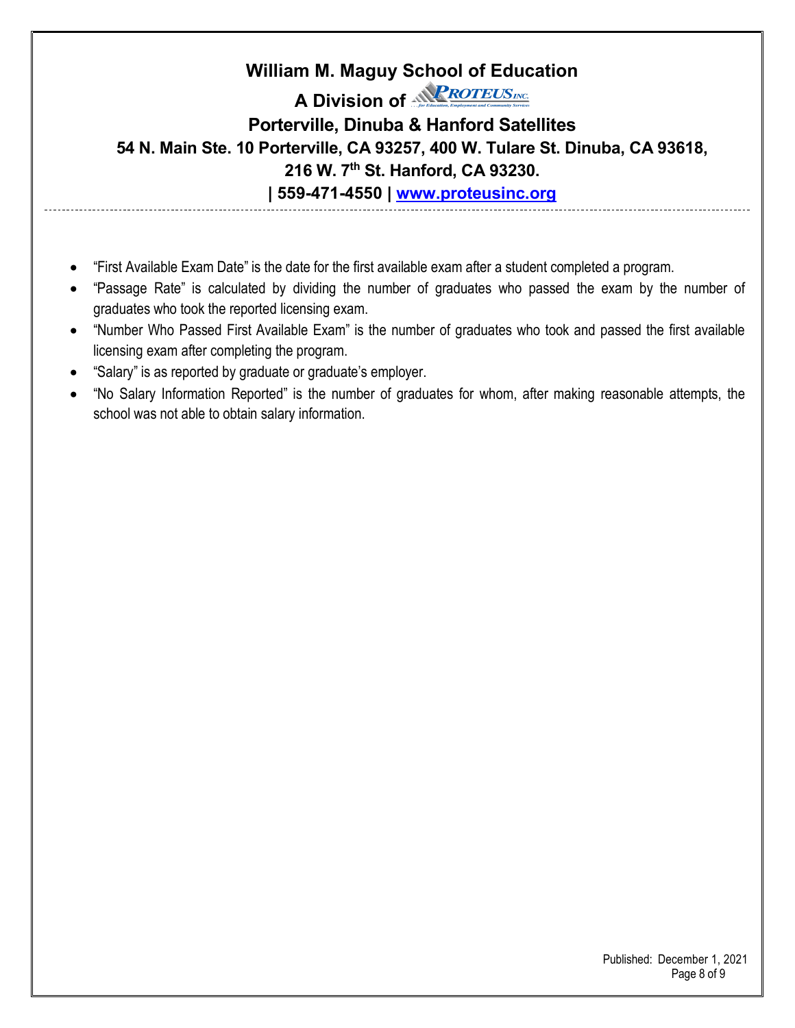- "First Available Exam Date" is the date for the first available exam after a student completed a program.
- "Passage Rate" is calculated by dividing the number of graduates who passed the exam by the number of graduates who took the reported licensing exam.
- "Number Who Passed First Available Exam" is the number of graduates who took and passed the first available licensing exam after completing the program.
- "Salary" is as reported by graduate or graduate's employer.
- "No Salary Information Reported" is the number of graduates for whom, after making reasonable attempts, the school was not able to obtain salary information.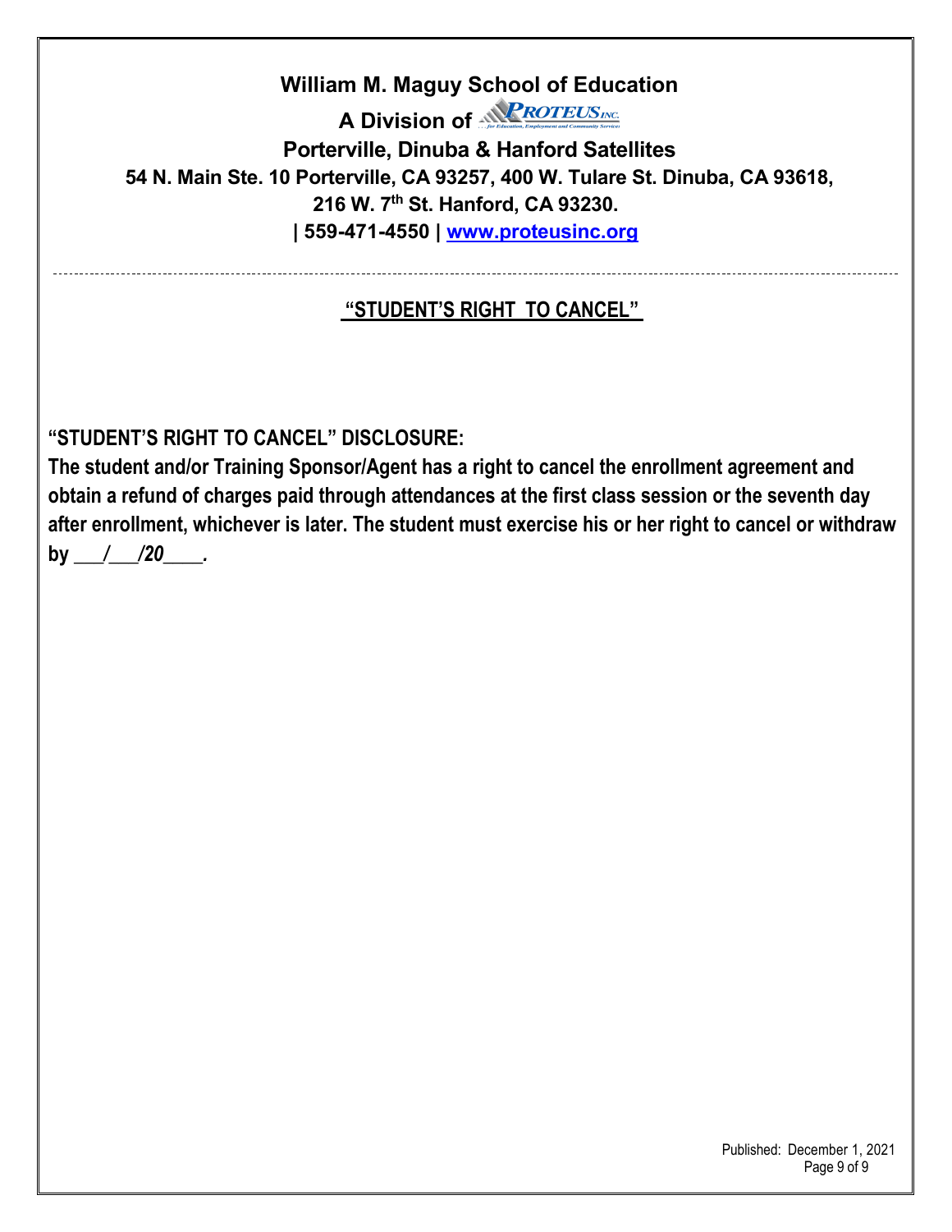**William M. Maguy School of Education**

**A Division of PROTEUS INC.**

**Porterville, Dinuba & Hanford Satellites**

**54 N. Main Ste. 10 Porterville, CA 93257, 400 W. Tulare St. Dinuba, CA 93618,**

**216 W. 7th St. Hanford, CA 93230.**

**| 559-471-4550 | www.proteusinc.org**

---

## "STUDENT'S RIGHT TO CANCEL"

**"STUDENT'S RIGHT TO CANCEL" DISCLOSURE:**

**The student and/or Training Sponsor/Agent has a right to cancel the enrollment agreement and obtain a refund of charges paid through attendances at the first class session or the seventh day after enrollment, whichever is later. The student must exercise his or her right to cancel or withdraw by ___/___/*20*____.**

Published: December 1, 2021